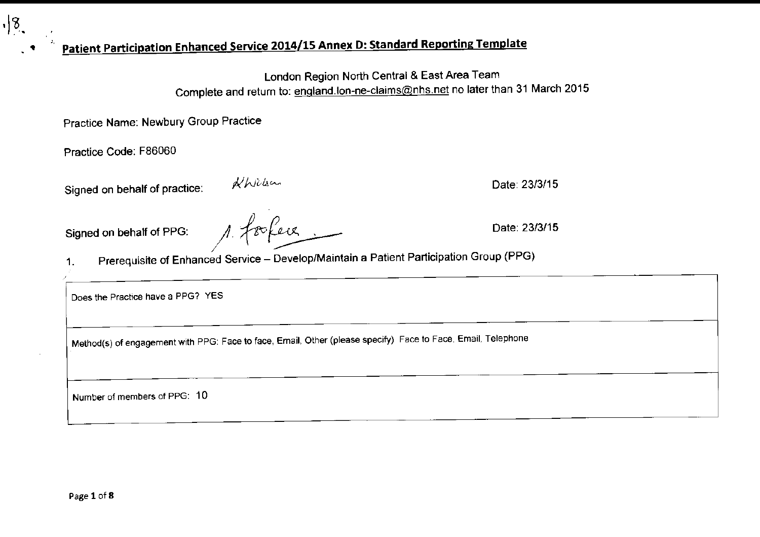# Patient Participation Enhanced Service 2014/15 Annex D: Standard Reporting Template

London Region North Central & East Area Team

Complete and return to: england.lon-ne-claims@nhs.net no later than 31 March 2015

Practice Name: Newbury Group Practice

Practice Code: F86060

Signed on behalf of practice: K Wilson &nbsp;&nbsp;&nbsp;&nbsp;&nbsp;&nbsp;&nbsp;&nbsp; Date: 23/3/15

Signed on behalf of PPG: A. Forbes &nbsp;&nbsp;&nbsp;&nbsp;&nbsp;&nbsp;&nbsp;&nbsp; Date: 23/3/15

## 1. Prerequisite of Enhanced Service – Develop/Maintain a Patient Participation Group (PPG)

| |
|---|
| Does the Practice have a PPG? YES |
| Method(s) of engagement with PPG: Face to face, Email, Other (please specify) Face to Face, Email, Telephone |
| Number of members of PPG: 10 |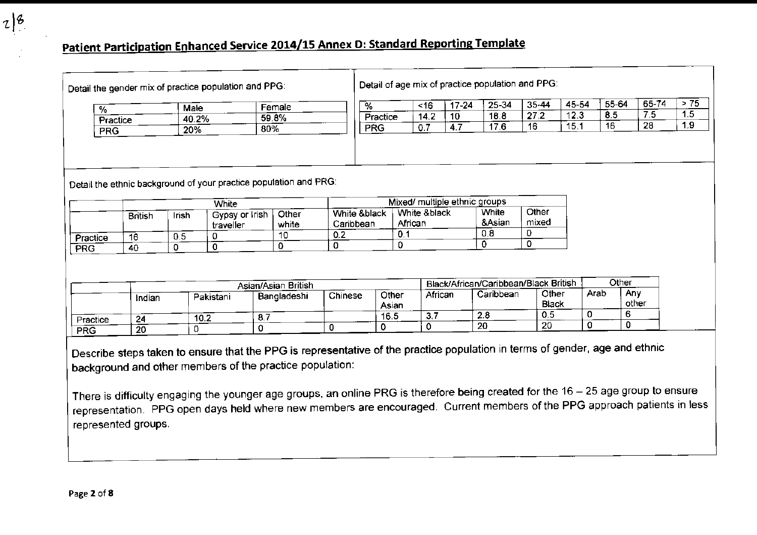## Patient Participation Enhanced Service 2014/15 Annex D: Standard Reporting Template

Detail the gender mix of practice population and PPG:

| % | Male | Female |
|---|---|---|
| Practice | 40.2% | 59.8% |
| PRG | 20% | 80% |

Detail of age mix of practice population and PPG:

| % | <16 | 17-24 | 25-34 | 35-44 | 45-54 | 55-64 | 65-74 | > 75 |
|---|---|---|---|---|---|---|---|---|
| Practice | 14.2 | 10 | 18.8 | 27.2 | 12.3 | 8.5 | 7.5 | 1.5 |
| PRG | 0.7 | 4.7 | 17.6 | 16 | 15.1 | 16 | 28 | 1.9 |

Detail the ethnic background of your practice population and PRG:

| | White | | | | Mixed/ multiple ethnic groups | | | |
|---|---|---|---|---|---|---|---|---|
| | British | Irish | Gypsy or Irish traveller | Other white | White &black Caribbean | White &black African | White &Asian | Other mixed |
| Practice | 16 | 0.5 | 0 | 10 | 0.2 | 0.1 | 0.8 | 0 |
| PRG | 40 | 0 | 0 | 0 | 0 | 0 | 0 | 0 |

| | Asian/Asian British | | | | | Black/African/Caribbean/Black British | | | Other | |
|---|---|---|---|---|---|---|---|---|---|---|
| | Indian | Pakistani | Bangladeshi | Chinese | Other Asian | African | Caribbean | Other Black | Arab | Any other |
| Practice | 24 | 10.2 | 8.7 | | 16.5 | 3.7 | 2.8 | 0.5 | 0 | 6 |
| PRG | 20 | 0 | 0 | 0 | 0 | 0 | 20 | 20 | 0 | 0 |

Describe steps taken to ensure that the PPG is representative of the practice population in terms of gender, age and ethnic background and other members of the practice population:

There is difficulty engaging the younger age groups, an online PRG is therefore being created for the 16 – 25 age group to ensure representation. PPG open days held where new members are encouraged. Current members of the PPG approach patients in less represented groups.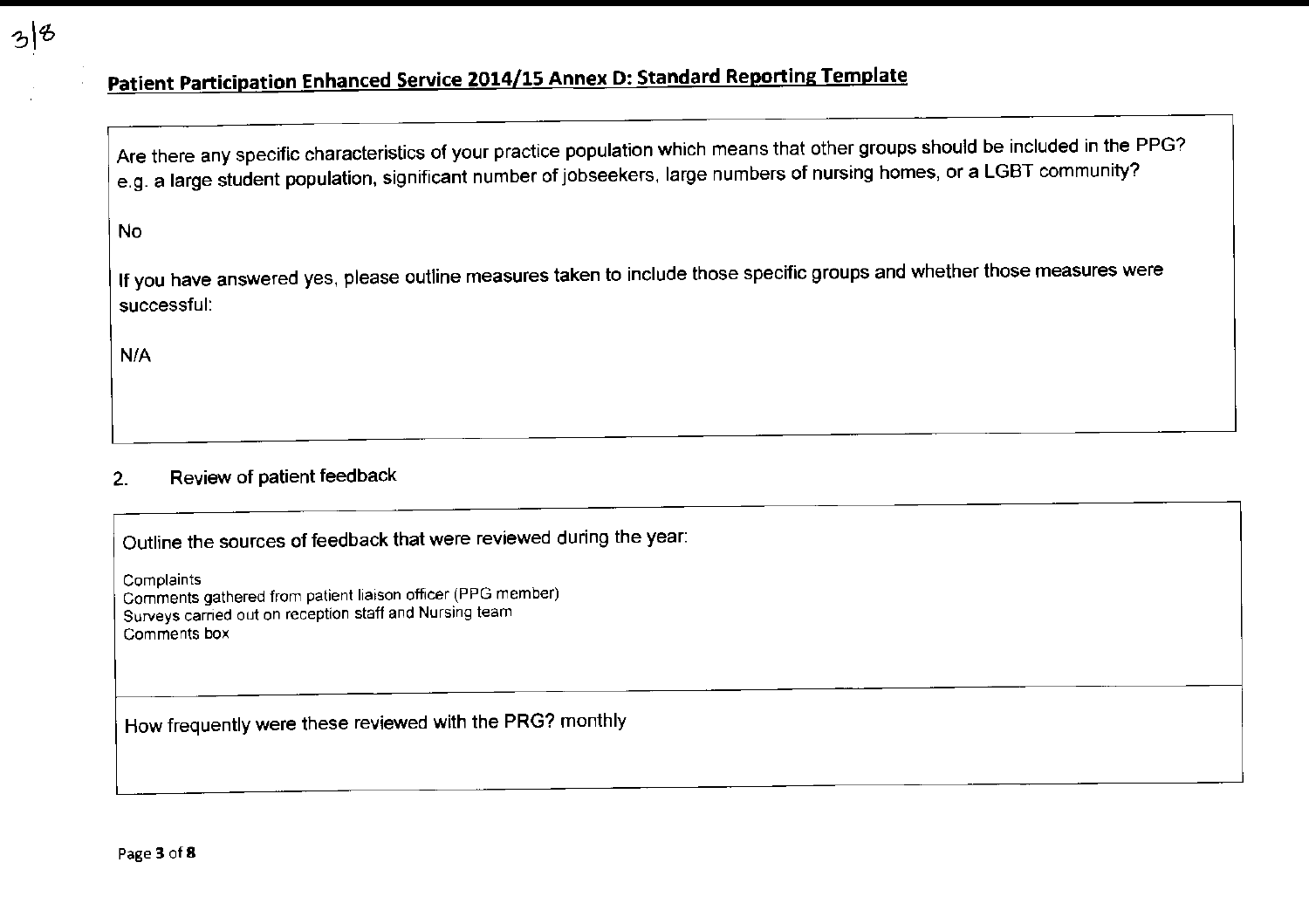## Patient Participation Enhanced Service 2014/15 Annex D: Standard Reporting Template

Are there any specific characteristics of your practice population which means that other groups should be included in the PPG? e.g. a large student population, significant number of jobseekers, large numbers of nursing homes, or a LGBT community?

No

If you have answered yes, please outline measures taken to include those specific groups and whether those measures were successful:

N/A

2. Review of patient feedback

Outline the sources of feedback that were reviewed during the year:

Complaints
Comments gathered from patient liaison officer (PPG member)
Surveys carried out on reception staff and Nursing team
Comments box

How frequently were these reviewed with the PRG? monthly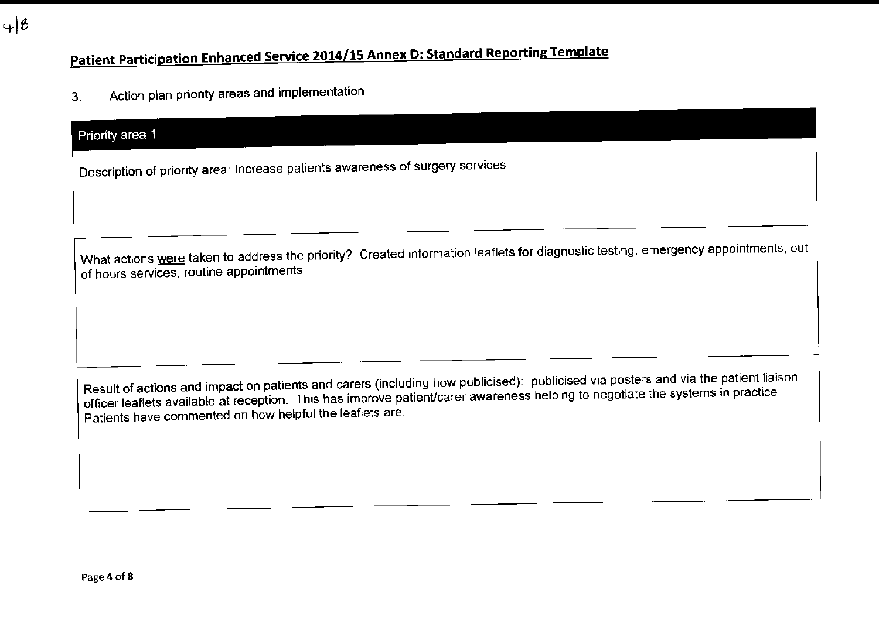## Patient Participation Enhanced Service 2014/15 Annex D: Standard Reporting Template

3. Action plan priority areas and implementation

| Priority area 1 |
| --- |
| Description of priority area: Increase patients awareness of surgery services |
| What actions <u>were</u> taken to address the priority? Created information leaflets for diagnostic testing, emergency appointments, out of hours services, routine appointments |
| Result of actions and impact on patients and carers (including how publicised): publicised via posters and via the patient liaison officer leaflets available at reception. This has improve patient/carer awareness helping to negotiate the systems in practice Patients have commented on how helpful the leaflets are. |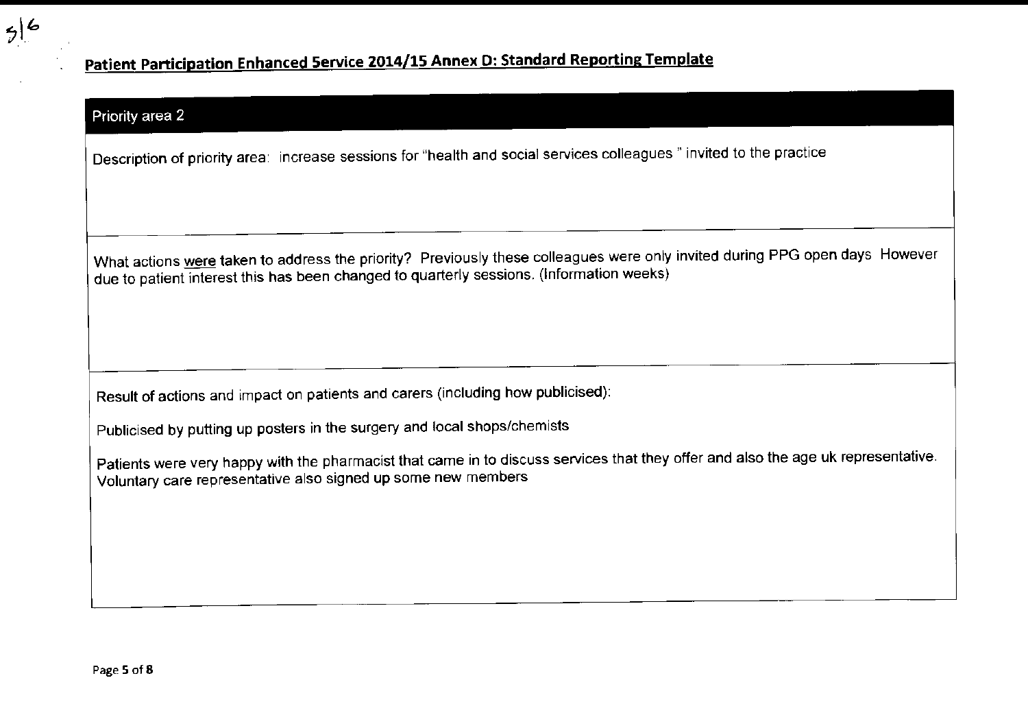5|6

## Patient Participation Enhanced Service 2014/15 Annex D: Standard Reporting Template

### Priority area 2

Description of priority area: increase sessions for "health and social services colleagues " invited to the practice

What actions were taken to address the priority? Previously these colleagues were only invited during PPG open days However due to patient interest this has been changed to quarterly sessions. (Information weeks)

Result of actions and impact on patients and carers (including how publicised):

Publicised by putting up posters in the surgery and local shops/chemists

Patients were very happy with the pharmacist that came in to discuss services that they offer and also the age uk representative. Voluntary care representative also signed up some new members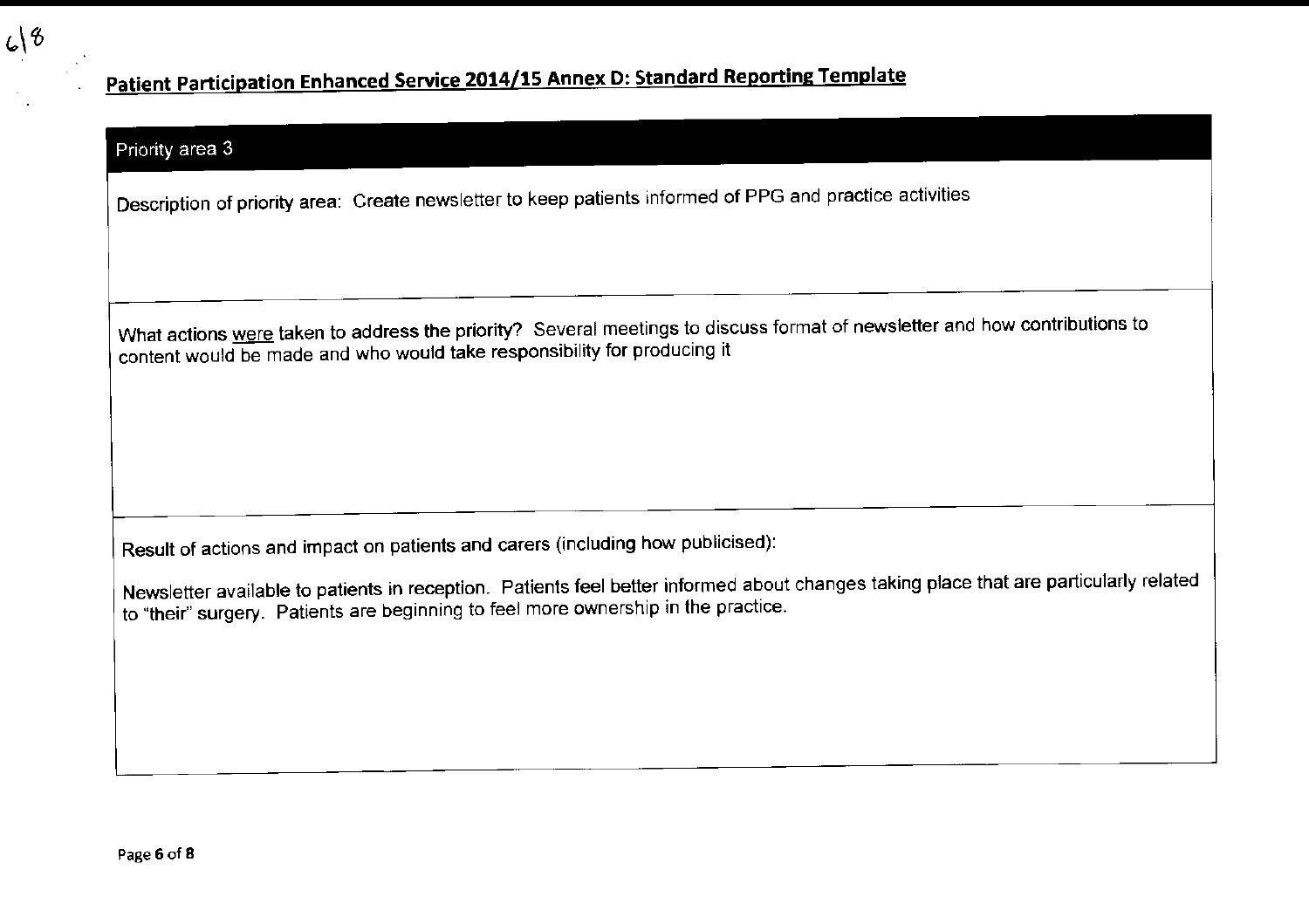## Patient Participation Enhanced Service 2014/15 Annex D: Standard Reporting Template

| Priority area 3 |
| --- |
| Description of priority area: Create newsletter to keep patients informed of PPG and practice activities |
| What actions were taken to address the priority? Several meetings to discuss format of newsletter and how contributions to content would be made and who would take responsibility for producing it |
| Result of actions and impact on patients and carers (including how publicised):<br><br>Newsletter available to patients in reception. Patients feel better informed about changes taking place that are particularly related to "their" surgery. Patients are beginning to feel more ownership in the practice. |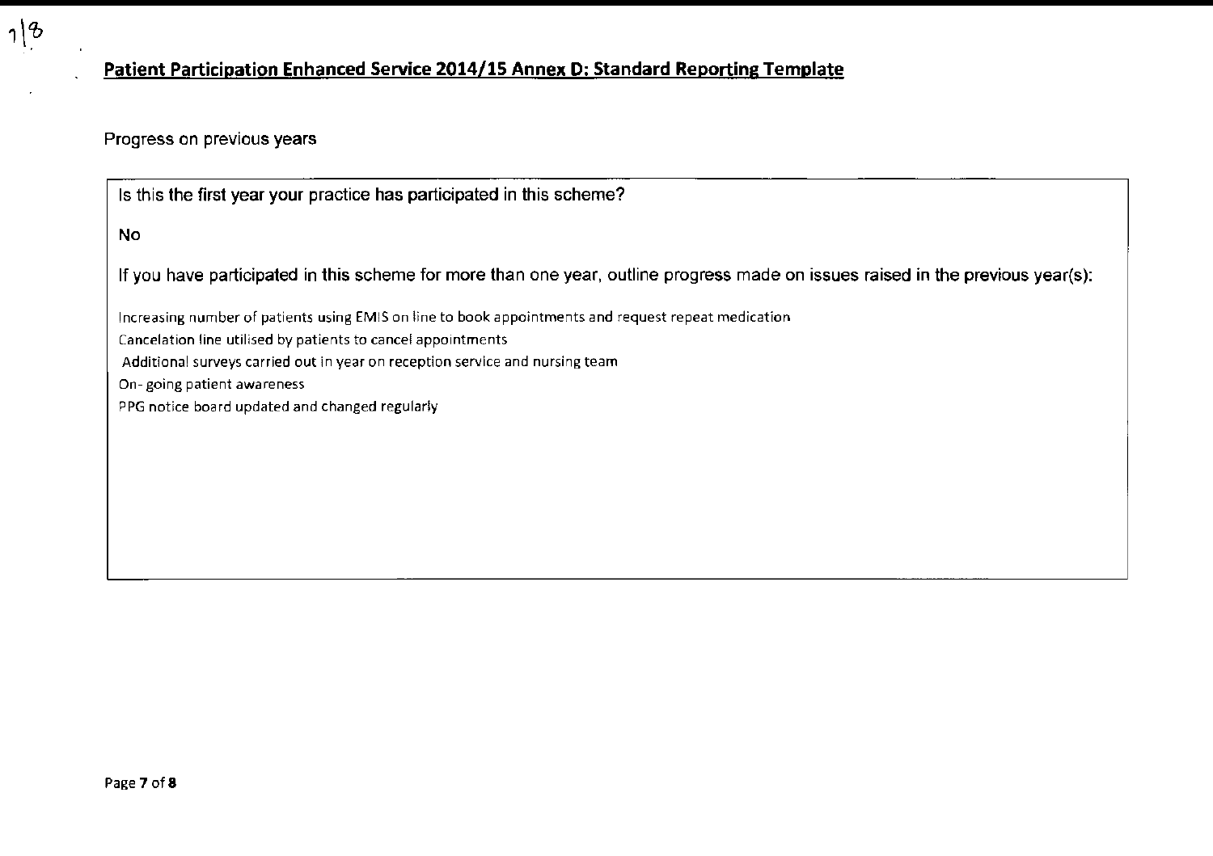## Patient Participation Enhanced Service 2014/15 Annex D: Standard Reporting Template

Progress on previous years

Is this the first year your practice has participated in this scheme?

No

If you have participated in this scheme for more than one year, outline progress made on issues raised in the previous year(s):

Increasing number of patients using EMIS on line to book appointments and request repeat medication

Cancelation line utilised by patients to cancel appointments

Additional surveys carried out in year on reception service and nursing team

On- going patient awareness

PPG notice board updated and changed regularly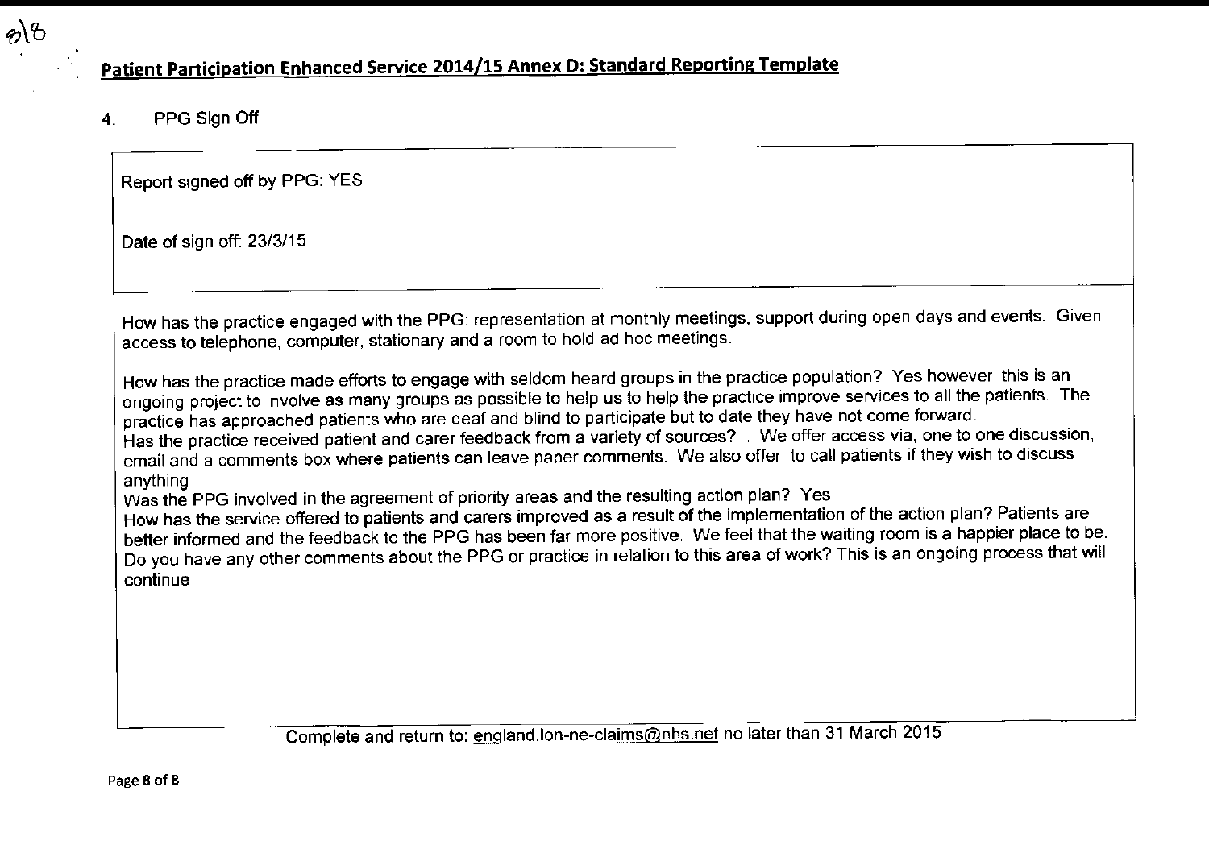## Patient Participation Enhanced Service 2014/15 Annex D: Standard Reporting Template

4. PPG Sign Off

Report signed off by PPG: YES

Date of sign off: 23/3/15

How has the practice engaged with the PPG: representation at monthly meetings, support during open days and events. Given access to telephone, computer, stationary and a room to hold ad hoc meetings.

How has the practice made efforts to engage with seldom heard groups in the practice population? Yes however, this is an ongoing project to involve as many groups as possible to help us to help the practice improve services to all the patients. The practice has approached patients who are deaf and blind to participate but to date they have not come forward.

Has the practice received patient and carer feedback from a variety of sources? . We offer access via, one to one discussion, email and a comments box where patients can leave paper comments. We also offer to call patients if they wish to discuss anything

Was the PPG involved in the agreement of priority areas and the resulting action plan? Yes

How has the service offered to patients and carers improved as a result of the implementation of the action plan? Patients are better informed and the feedback to the PPG has been far more positive. We feel that the waiting room is a happier place to be.

Do you have any other comments about the PPG or practice in relation to this area of work? This is an ongoing process that will continue

Complete and return to: england.lon-ne-claims@nhs.net no later than 31 March 2015